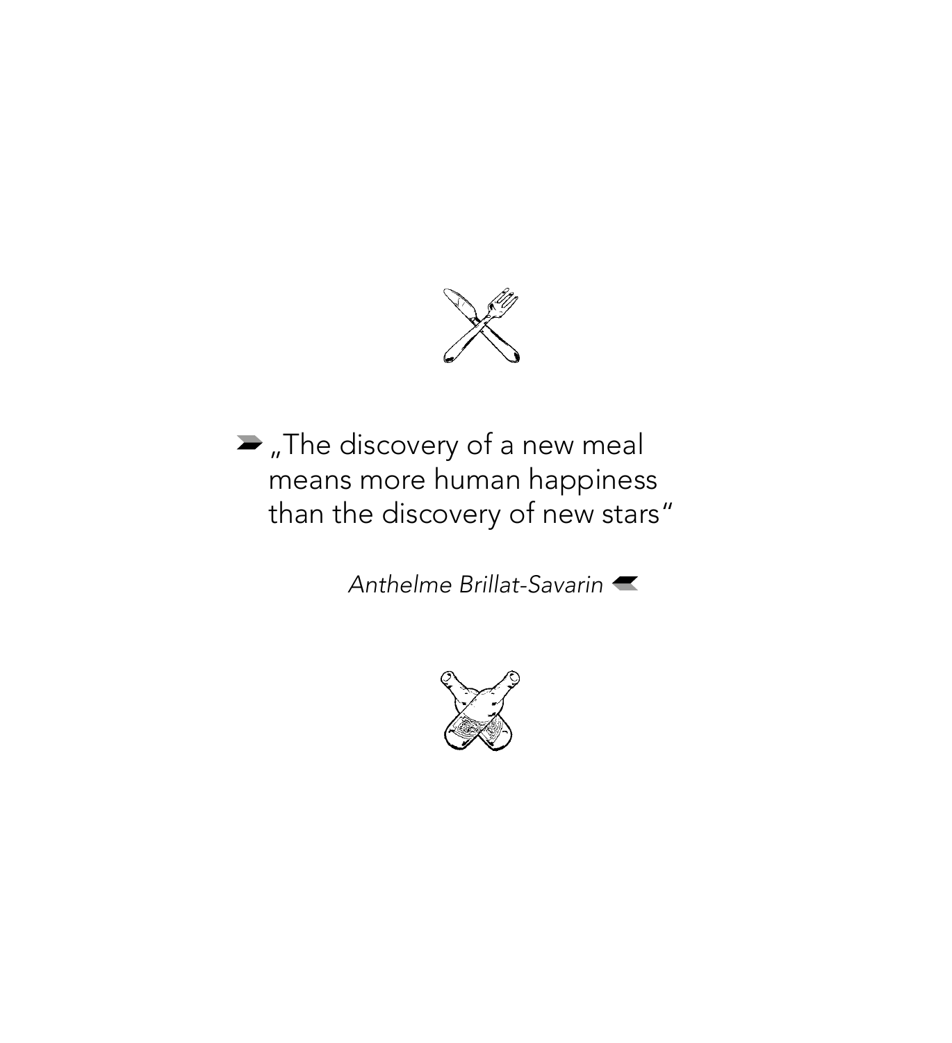„The discovery of a new meal means more human happiness than the discovery of new stars"

*Anthelme Brillat-Savarin*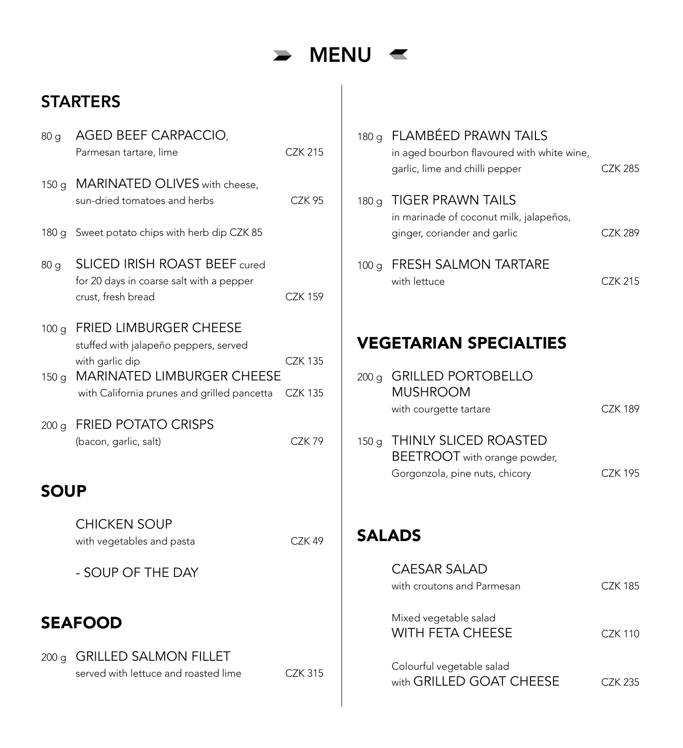# MENU

## STARTERS

80 g **AGED BEEF CARPACCIO**, Parmesan tartare, lime — CZK 215

150 g **MARINATED OLIVES** with cheese, sun-dried tomatoes and herbs — CZK 95

180 g Sweet potato chips with herb dip CZK 85

80 g **SLICED IRISH ROAST BEEF** cured for 20 days in coarse salt with a pepper crust, fresh bread — CZK 159

100 g **FRIED LIMBURGER CHEESE** stuffed with jalapeño peppers, served with garlic dip — CZK 135

150 g **MARINATED LIMBURGER CHEESE** with California prunes and grilled pancetta — CZK 135

200 g **FRIED POTATO CRISPS** (bacon, garlic, salt) — CZK 79

## SOUP

**CHICKEN SOUP** with vegetables and pasta — CZK 49

- SOUP OF THE DAY

## SEAFOOD

200 g **GRILLED SALMON FILLET** served with lettuce and roasted lime — CZK 315

180 g **FLAMBÉED PRAWN TAILS** in aged bourbon flavoured with white wine, garlic, lime and chilli pepper — CZK 285

180 g **TIGER PRAWN TAILS** in marinade of coconut milk, jalapeños, ginger, coriander and garlic — CZK 289

100 g **FRESH SALMON TARTARE** with lettuce — CZK 215

## VEGETARIAN SPECIALTIES

200 g **GRILLED PORTOBELLO MUSHROOM** with courgette tartare — CZK 189

150 g **THINLY SLICED ROASTED BEETROOT** with orange powder, Gorgonzola, pine nuts, chicory — CZK 195

## SALADS

**CAESAR SALAD** with croutons and Parmesan — CZK 185

Mixed vegetable salad **WITH FETA CHEESE** — CZK 110

Colourful vegetable salad with **GRILLED GOAT CHEESE** — CZK 235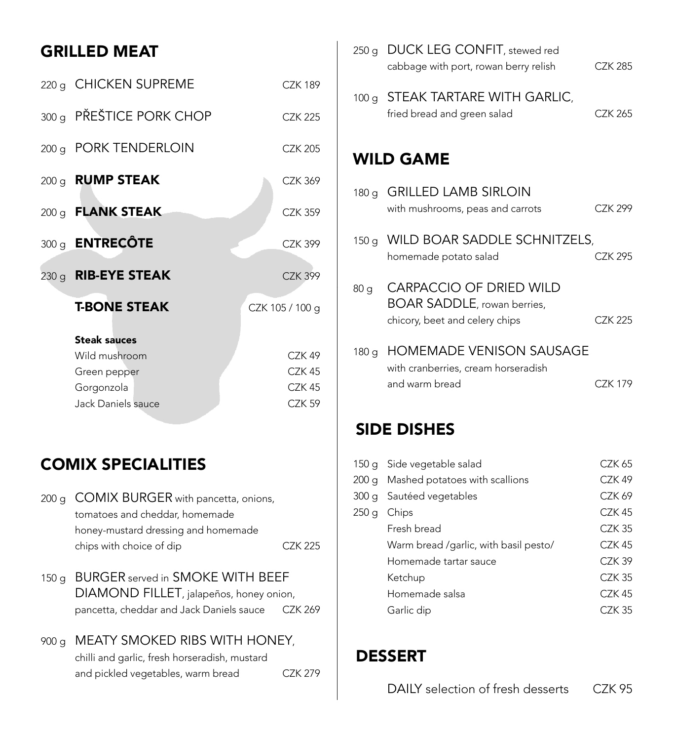## GRILLED MEAT

| | | |
|---|---|---|
| 220 g | CHICKEN SUPREME | CZK 189 |
| 300 g | PŘEŠTICE PORK CHOP | CZK 225 |
| 200 g | PORK TENDERLOIN | CZK 205 |
| 200 g | **RUMP STEAK** | CZK 369 |
| 200 g | **FLANK STEAK** | CZK 359 |
| 300 g | **ENTRECÔTE** | CZK 399 |
| 230 g | **RIB-EYE STEAK** | CZK 399 |
| | **T-BONE STEAK** | CZK 105 / 100 g |

**Steak sauces**

| | |
|---|---|
| Wild mushroom | CZK 49 |
| Green pepper | CZK 45 |
| Gorgonzola | CZK 45 |
| Jack Daniels sauce | CZK 59 |

## COMIX SPECIALITIES

200 g COMIX BURGER with pancetta, onions, tomatoes and cheddar, homemade honey-mustard dressing and homemade chips with choice of dip — CZK 225

150 g BURGER served in SMOKE WITH BEEF DIAMOND FILLET, jalapeños, honey onion, pancetta, cheddar and Jack Daniels sauce — CZK 269

900 g MEATY SMOKED RIBS WITH HONEY, chilli and garlic, fresh horseradish, mustard and pickled vegetables, warm bread — CZK 279

250 g DUCK LEG CONFIT, stewed red cabbage with port, rowan berry relish — CZK 285

100 g STEAK TARTARE WITH GARLIC, fried bread and green salad — CZK 265

## WILD GAME

180 g GRILLED LAMB SIRLOIN with mushrooms, peas and carrots — CZK 299

150 g WILD BOAR SADDLE SCHNITZELS, homemade potato salad — CZK 295

80 g CARPACCIO OF DRIED WILD BOAR SADDLE, rowan berries, chicory, beet and celery chips — CZK 225

180 g HOMEMADE VENISON SAUSAGE with cranberries, cream horseradish and warm bread — CZK 179

## SIDE DISHES

| | | |
|---|---|---|
| 150 g | Side vegetable salad | CZK 65 |
| 200 g | Mashed potatoes with scallions | CZK 49 |
| 300 g | Sautéed vegetables | CZK 69 |
| 250 g | Chips | CZK 45 |
| | Fresh bread | CZK 35 |
| | Warm bread /garlic, with basil pesto/ | CZK 45 |
| | Homemade tartar sauce | CZK 39 |
| | Ketchup | CZK 35 |
| | Homemade salsa | CZK 45 |
| | Garlic dip | CZK 35 |

## DESSERT

DAILY selection of fresh desserts — CZK 95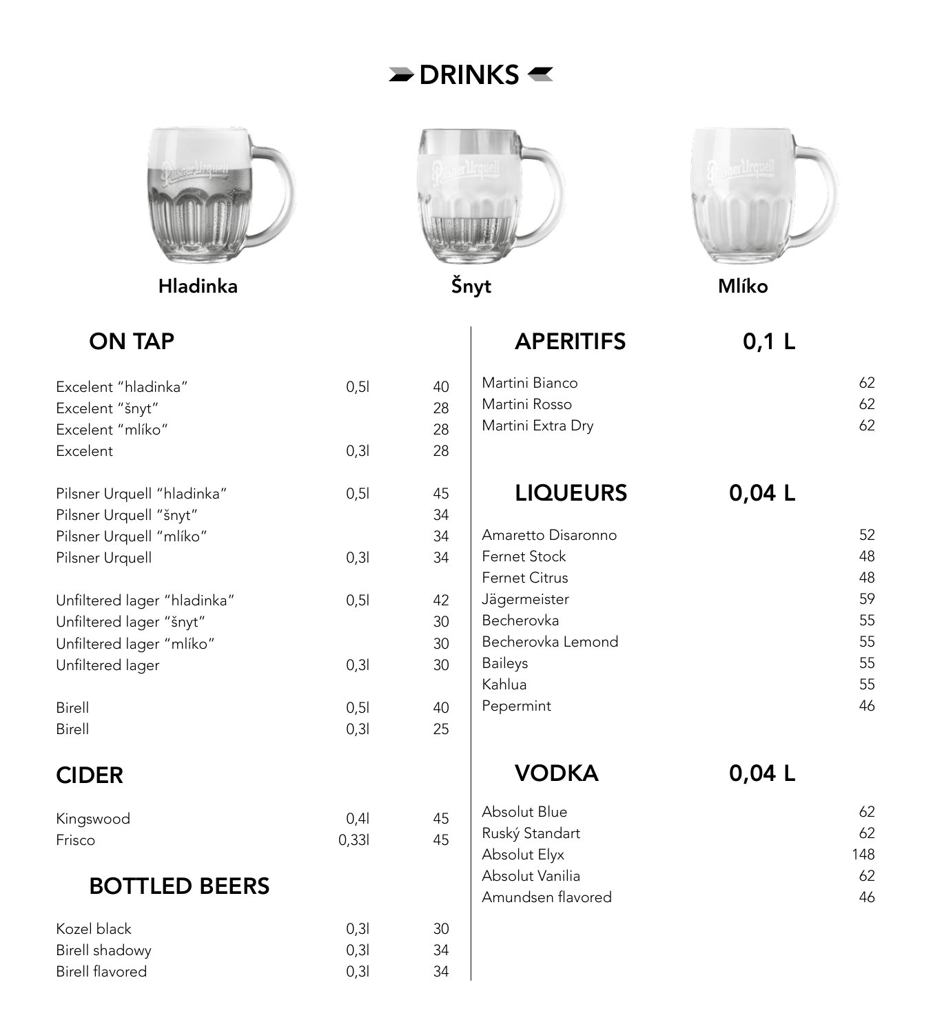# DRINKS

Hladinka

Šnyt

Mlíko

## ON TAP

| | | |
|---|---|---|
| Excelent "hladinka" | 0,5l | 40 |
| Excelent "šnyt" | | 28 |
| Excelent "mlíko" | | 28 |
| Excelent | 0,3l | 28 |
| Pilsner Urquell "hladinka" | 0,5l | 45 |
| Pilsner Urquell "šnyt" | | 34 |
| Pilsner Urquell "mlíko" | | 34 |
| Pilsner Urquell | 0,3l | 34 |
| Unfiltered lager "hladinka" | 0,5l | 42 |
| Unfiltered lager "šnyt" | | 30 |
| Unfiltered lager "mlíko" | | 30 |
| Unfiltered lager | 0,3l | 30 |
| Birell | 0,5l | 40 |
| Birell | 0,3l | 25 |

## CIDER

| | | |
|---|---|---|
| Kingswood | 0,4l | 45 |
| Frisco | 0,33l | 45 |

## BOTTLED BEERS

| | | |
|---|---|---|
| Kozel black | 0,3l | 30 |
| Birell shadowy | 0,3l | 34 |
| Birell flavored | 0,3l | 34 |

## APERITIFS 0,1 L

| | |
|---|---|
| Martini Bianco | 62 |
| Martini Rosso | 62 |
| Martini Extra Dry | 62 |

## LIQUEURS 0,04 L

| | |
|---|---|
| Amaretto Disaronno | 52 |
| Fernet Stock | 48 |
| Fernet Citrus | 48 |
| Jägermeister | 59 |
| Becherovka | 55 |
| Becherovka Lemond | 55 |
| Baileys | 55 |
| Kahlua | 55 |
| Pepermint | 46 |

## VODKA 0,04 L

| | |
|---|---|
| Absolut Blue | 62 |
| Ruský Standart | 62 |
| Absolut Elyx | 148 |
| Absolut Vanilia | 62 |
| Amundsen flavored | 46 |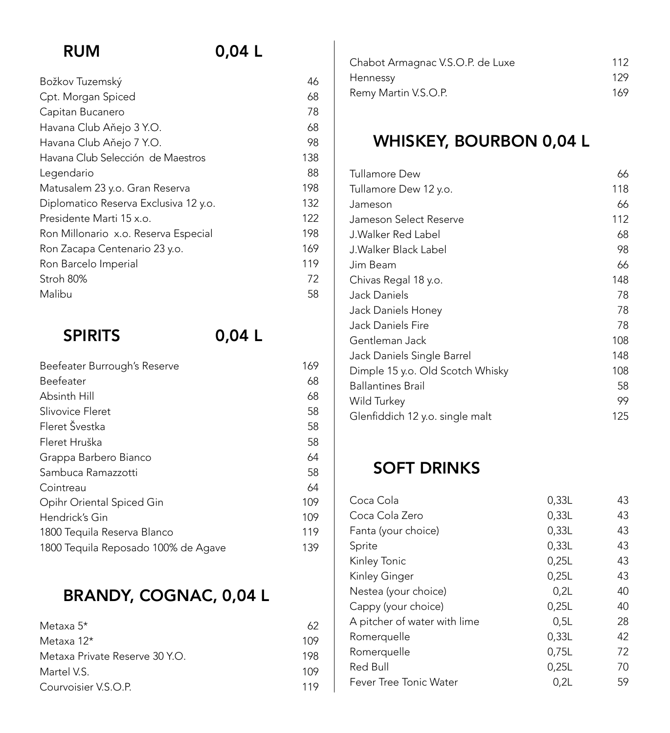## RUM 0,04 L

| | |
|---|---|
| Božkov Tuzemský | 46 |
| Cpt. Morgan Spiced | 68 |
| Capitan Bucanero | 78 |
| Havana Club Aňejo 3 Y.O. | 68 |
| Havana Club Aňejo 7 Y.O. | 98 |
| Havana Club Selección de Maestros | 138 |
| Legendario | 88 |
| Matusalem 23 y.o. Gran Reserva | 198 |
| Diplomatico Reserva Exclusiva 12 y.o. | 132 |
| Presidente Marti 15 x.o. | 122 |
| Ron Millonario x.o. Reserva Especial | 198 |
| Ron Zacapa Centenario 23 y.o. | 169 |
| Ron Barcelo Imperial | 119 |
| Stroh 80% | 72 |
| Malibu | 58 |

## SPIRITS 0,04 L

| | |
|---|---|
| Beefeater Burrough's Reserve | 169 |
| Beefeater | 68 |
| Absinth Hill | 68 |
| Slivovice Fleret | 58 |
| Fleret Švestka | 58 |
| Fleret Hruška | 58 |
| Grappa Barbero Bianco | 64 |
| Sambuca Ramazzotti | 58 |
| Cointreau | 64 |
| Opihr Oriental Spiced Gin | 109 |
| Hendrick's Gin | 109 |
| 1800 Tequila Reserva Blanco | 119 |
| 1800 Tequila Reposado 100% de Agave | 139 |

## BRANDY, COGNAC, 0,04 L

| | |
|---|---|
| Metaxa 5* | 62 |
| Metaxa 12* | 109 |
| Metaxa Private Reserve 30 Y.O. | 198 |
| Martel V.S. | 109 |
| Courvoisier V.S.O.P. | 119 |
| Chabot Armagnac V.S.O.P. de Luxe | 112 |
| Hennessy | 129 |
| Remy Martin V.S.O.P. | 169 |

## WHISKEY, BOURBON 0,04 L

| | |
|---|---|
| Tullamore Dew | 66 |
| Tullamore Dew 12 y.o. | 118 |
| Jameson | 66 |
| Jameson Select Reserve | 112 |
| J.Walker Red Label | 68 |
| J.Walker Black Label | 98 |
| Jim Beam | 66 |
| Chivas Regal 18 y.o. | 148 |
| Jack Daniels | 78 |
| Jack Daniels Honey | 78 |
| Jack Daniels Fire | 78 |
| Gentleman Jack | 108 |
| Jack Daniels Single Barrel | 148 |
| Dimple 15 y.o. Old Scotch Whisky | 108 |
| Ballantines Brail | 58 |
| Wild Turkey | 99 |
| Glenfiddich 12 y.o. single malt | 125 |

## SOFT DRINKS

| | | |
|---|---|---|
| Coca Cola | 0,33L | 43 |
| Coca Cola Zero | 0,33L | 43 |
| Fanta (your choice) | 0,33L | 43 |
| Sprite | 0,33L | 43 |
| Kinley Tonic | 0,25L | 43 |
| Kinley Ginger | 0,25L | 43 |
| Nestea (your choice) | 0,2L | 40 |
| Cappy (your choice) | 0,25L | 40 |
| A pitcher of water with lime | 0,5L | 28 |
| Romerquelle | 0,33L | 42 |
| Romerquelle | 0,75L | 72 |
| Red Bull | 0,25L | 70 |
| Fever Tree Tonic Water | 0,2L | 59 |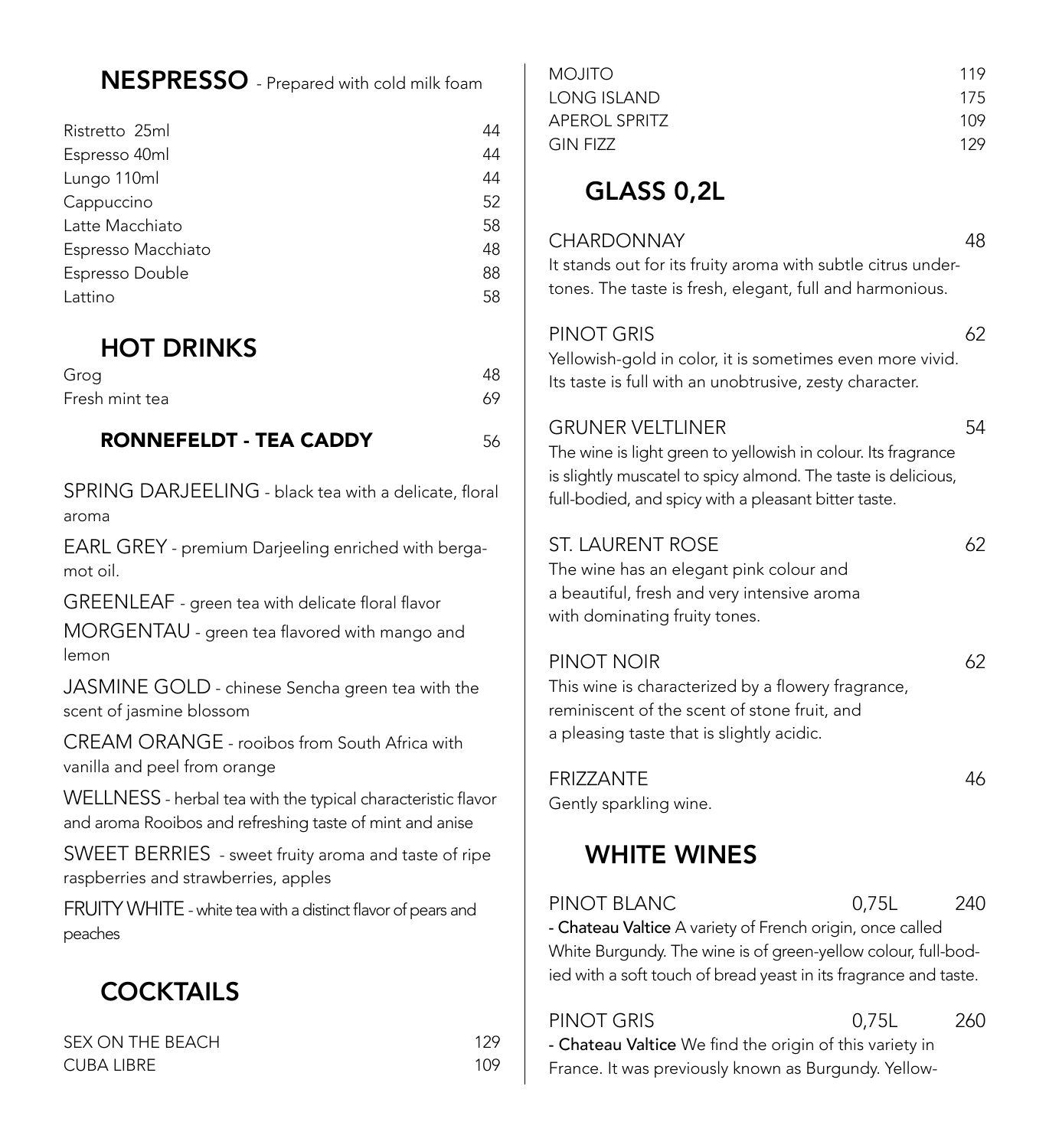## NESPRESSO - Prepared with cold milk foam

| | |
|---|---|
| Ristretto 25ml | 44 |
| Espresso 40ml | 44 |
| Lungo 110ml | 44 |
| Cappuccino | 52 |
| Latte Macchiato | 58 |
| Espresso Macchiato | 48 |
| Espresso Double | 88 |
| Lattino | 58 |

## HOT DRINKS

| | |
|---|---|
| Grog | 48 |
| Fresh mint tea | 69 |

### RONNEFELDT - TEA CADDY 56

SPRING DARJEELING - black tea with a delicate, floral aroma

EARL GREY - premium Darjeeling enriched with bergamot oil.

GREENLEAF - green tea with delicate floral flavor

MORGENTAU - green tea flavored with mango and lemon

JASMINE GOLD - chinese Sencha green tea with the scent of jasmine blossom

CREAM ORANGE - rooibos from South Africa with vanilla and peel from orange

WELLNESS - herbal tea with the typical characteristic flavor and aroma Rooibos and refreshing taste of mint and anise

SWEET BERRIES - sweet fruity aroma and taste of ripe raspberries and strawberries, apples

FRUITY WHITE - white tea with a distinct flavor of pears and peaches

## COCKTAILS

| | |
|---|---|
| SEX ON THE BEACH | 129 |
| CUBA LIBRE | 109 |
| MOJITO | 119 |
| LONG ISLAND | 175 |
| APEROL SPRITZ | 109 |
| GIN FIZZ | 129 |

## GLASS 0,2L

CHARDONNAY 48
It stands out for its fruity aroma with subtle citrus undertones. The taste is fresh, elegant, full and harmonious.

PINOT GRIS 62
Yellowish-gold in color, it is sometimes even more vivid. Its taste is full with an unobtrusive, zesty character.

GRUNER VELTLINER 54
The wine is light green to yellowish in colour. Its fragrance is slightly muscatel to spicy almond. The taste is delicious, full-bodied, and spicy with a pleasant bitter taste.

ST. LAURENT ROSE 62
The wine has an elegant pink colour and a beautiful, fresh and very intensive aroma with dominating fruity tones.

PINOT NOIR 62
This wine is characterized by a flowery fragrance, reminiscent of the scent of stone fruit, and a pleasing taste that is slightly acidic.

FRIZZANTE 46
Gently sparkling wine.

## WHITE WINES

PINOT BLANC 0,75L 240
**- Chateau Valtice** A variety of French origin, once called White Burgundy. The wine is of green-yellow colour, full-bodied with a soft touch of bread yeast in its fragrance and taste.

PINOT GRIS 0,75L 260
**- Chateau Valtice** We find the origin of this variety in France. It was previously known as Burgundy. Yellow-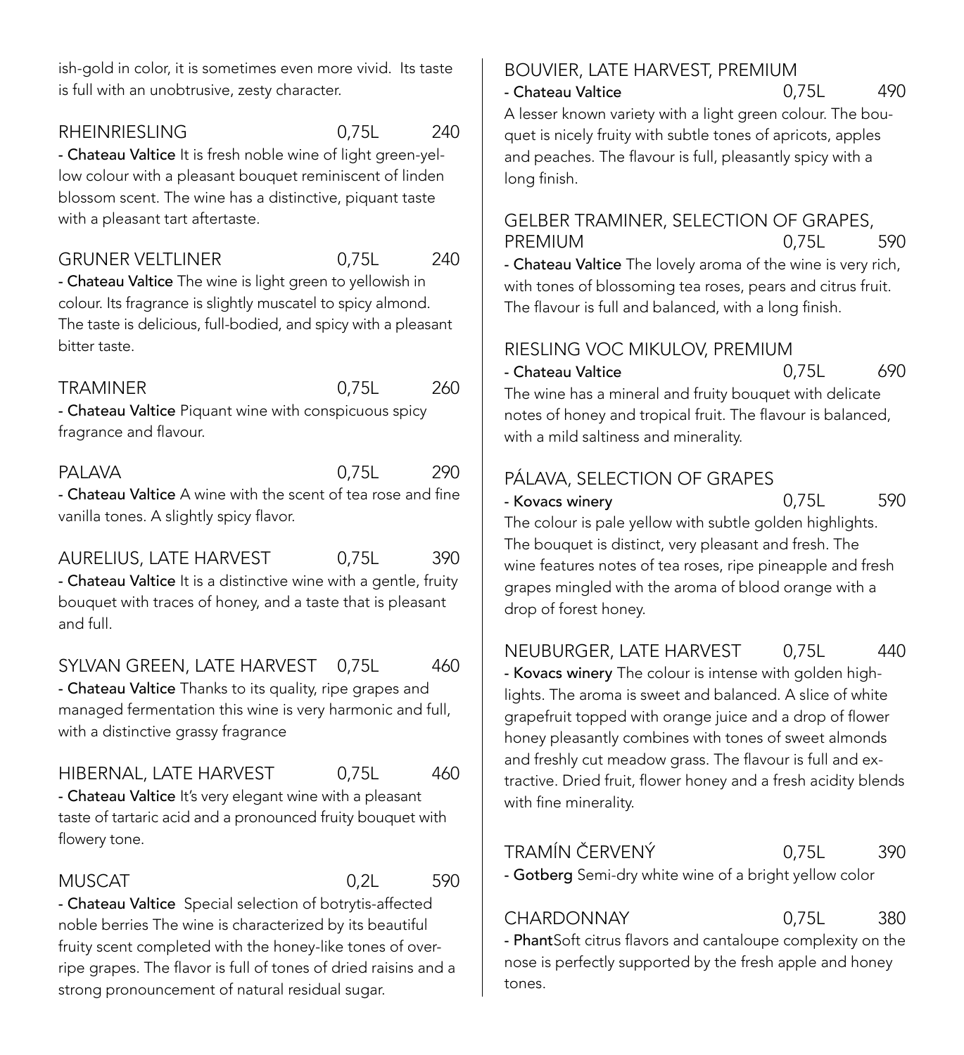ish-gold in color, it is sometimes even more vivid. Its taste is full with an unobtrusive, zesty character.

RHEINRIESLING 0,75L 240
**- Chateau Valtice** It is fresh noble wine of light green-yellow colour with a pleasant bouquet reminiscent of linden blossom scent. The wine has a distinctive, piquant taste with a pleasant tart aftertaste.

GRUNER VELTLINER 0,75L 240
**- Chateau Valtice** The wine is light green to yellowish in colour. Its fragrance is slightly muscatel to spicy almond. The taste is delicious, full-bodied, and spicy with a pleasant bitter taste.

TRAMINER 0,75L 260
**- Chateau Valtice** Piquant wine with conspicuous spicy fragrance and flavour.

PALAVA 0,75L 290
**- Chateau Valtice** A wine with the scent of tea rose and fine vanilla tones. A slightly spicy flavor.

AURELIUS, LATE HARVEST 0,75L 390
**- Chateau Valtice** It is a distinctive wine with a gentle, fruity bouquet with traces of honey, and a taste that is pleasant and full.

SYLVAN GREEN, LATE HARVEST 0,75L 460
**- Chateau Valtice** Thanks to its quality, ripe grapes and managed fermentation this wine is very harmonic and full, with a distinctive grassy fragrance

HIBERNAL, LATE HARVEST 0,75L 460
**- Chateau Valtice** It's very elegant wine with a pleasant taste of tartaric acid and a pronounced fruity bouquet with flowery tone.

MUSCAT 0,2L 590
**- Chateau Valtice** Special selection of botrytis-affected noble berries The wine is characterized by its beautiful fruity scent completed with the honey-like tones of overripe grapes. The flavor is full of tones of dried raisins and a strong pronouncement of natural residual sugar.

BOUVIER, LATE HARVEST, PREMIUM
**- Chateau Valtice** 0,75L 490
A lesser known variety with a light green colour. The bouquet is nicely fruity with subtle tones of apricots, apples and peaches. The flavour is full, pleasantly spicy with a long finish.

GELBER TRAMINER, SELECTION OF GRAPES, PREMIUM 0,75L 590
**- Chateau Valtice** The lovely aroma of the wine is very rich, with tones of blossoming tea roses, pears and citrus fruit. The flavour is full and balanced, with a long finish.

RIESLING VOC MIKULOV, PREMIUM
**- Chateau Valtice** 0,75L 690
The wine has a mineral and fruity bouquet with delicate notes of honey and tropical fruit. The flavour is balanced, with a mild saltiness and minerality.

PÁLAVA, SELECTION OF GRAPES
**- Kovacs winery** 0,75L 590
The colour is pale yellow with subtle golden highlights. The bouquet is distinct, very pleasant and fresh. The wine features notes of tea roses, ripe pineapple and fresh grapes mingled with the aroma of blood orange with a drop of forest honey.

NEUBURGER, LATE HARVEST 0,75L 440
**- Kovacs winery** The colour is intense with golden highlights. The aroma is sweet and balanced. A slice of white grapefruit topped with orange juice and a drop of flower honey pleasantly combines with tones of sweet almonds and freshly cut meadow grass. The flavour is full and extractive. Dried fruit, flower honey and a fresh acidity blends with fine minerality.

TRAMÍN ČERVENÝ 0,75L 390
**- Gotberg** Semi-dry white wine of a bright yellow color

CHARDONNAY 0,75L 380
**- Phant**Soft citrus flavors and cantaloupe complexity on the nose is perfectly supported by the fresh apple and honey tones.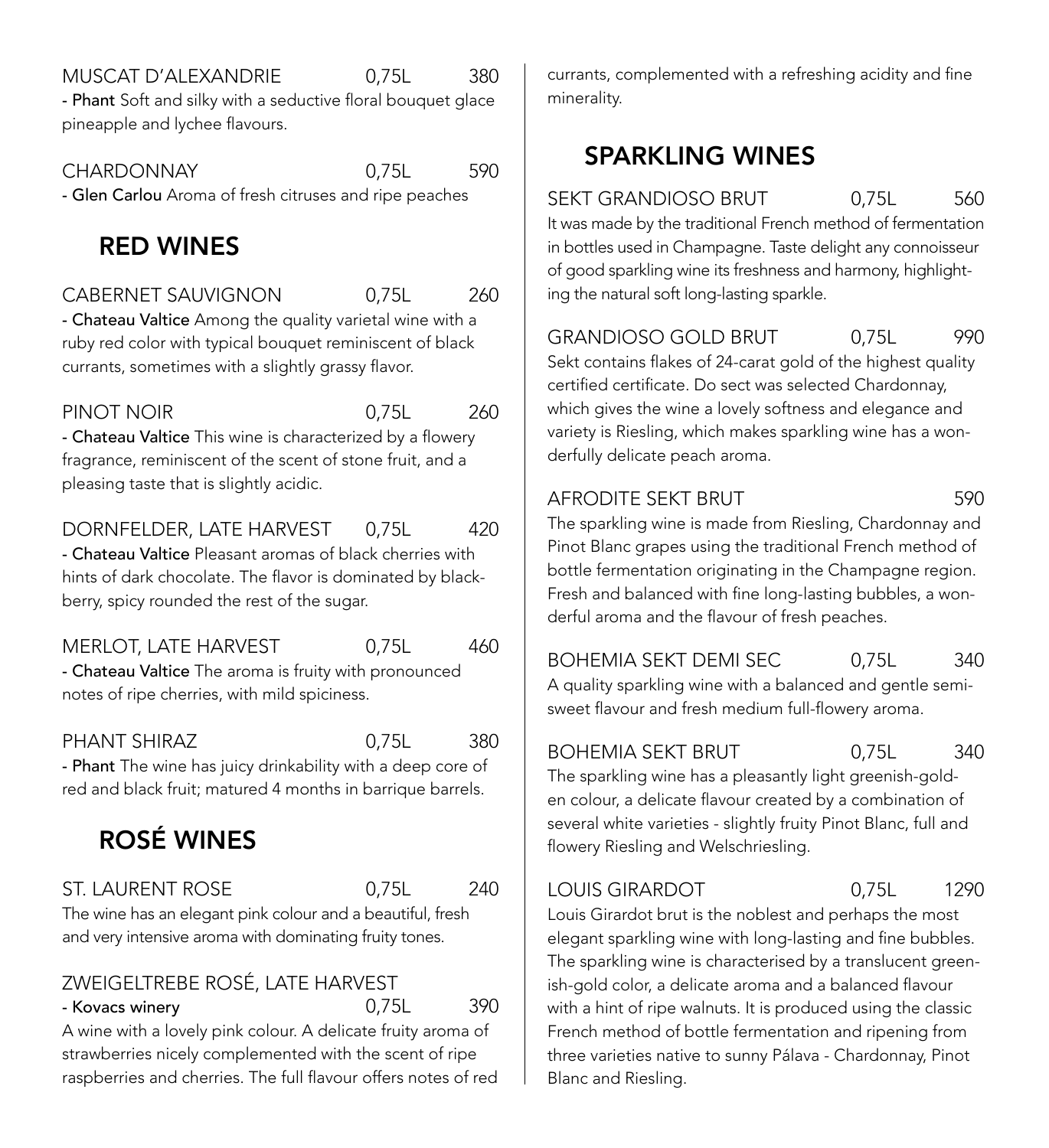MUSCAT D'ALEXANDRIE 0,75L 380

- **Phant** Soft and silky with a seductive floral bouquet glace pineapple and lychee flavours.

CHARDONNAY 0,75L 590

- **Glen Carlou** Aroma of fresh citruses and ripe peaches

## RED WINES

CABERNET SAUVIGNON 0,75L 260

- **Chateau Valtice** Among the quality varietal wine with a ruby red color with typical bouquet reminiscent of black currants, sometimes with a slightly grassy flavor.

PINOT NOIR 0,75L 260

- **Chateau Valtice** This wine is characterized by a flowery fragrance, reminiscent of the scent of stone fruit, and a pleasing taste that is slightly acidic.

DORNFELDER, LATE HARVEST 0,75L 420

- **Chateau Valtice** Pleasant aromas of black cherries with hints of dark chocolate. The flavor is dominated by blackberry, spicy rounded the rest of the sugar.

MERLOT, LATE HARVEST 0,75L 460

- **Chateau Valtice** The aroma is fruity with pronounced notes of ripe cherries, with mild spiciness.

PHANT SHIRAZ 0,75L 380

- **Phant** The wine has juicy drinkability with a deep core of red and black fruit; matured 4 months in barrique barrels.

## ROSÉ WINES

ST. LAURENT ROSE 0,75L 240

The wine has an elegant pink colour and a beautiful, fresh and very intensive aroma with dominating fruity tones.

ZWEIGELTREBE ROSÉ, LATE HARVEST

- **Kovacs winery** 0,75L 390

A wine with a lovely pink colour. A delicate fruity aroma of strawberries nicely complemented with the scent of ripe raspberries and cherries. The full flavour offers notes of red currants, complemented with a refreshing acidity and fine minerality.

## SPARKLING WINES

SEKT GRANDIOSO BRUT 0,75L 560

It was made by the traditional French method of fermentation in bottles used in Champagne. Taste delight any connoisseur of good sparkling wine its freshness and harmony, highlighting the natural soft long-lasting sparkle.

GRANDIOSO GOLD BRUT 0,75L 990

Sekt contains flakes of 24-carat gold of the highest quality certified certificate. Do sect was selected Chardonnay, which gives the wine a lovely softness and elegance and variety is Riesling, which makes sparkling wine has a wonderfully delicate peach aroma.

AFRODITE SEKT BRUT 590

The sparkling wine is made from Riesling, Chardonnay and Pinot Blanc grapes using the traditional French method of bottle fermentation originating in the Champagne region. Fresh and balanced with fine long-lasting bubbles, a wonderful aroma and the flavour of fresh peaches.

BOHEMIA SEKT DEMI SEC 0,75L 340

A quality sparkling wine with a balanced and gentle semi-sweet flavour and fresh medium full-flowery aroma.

BOHEMIA SEKT BRUT 0,75L 340

The sparkling wine has a pleasantly light greenish-golden colour, a delicate flavour created by a combination of several white varieties - slightly fruity Pinot Blanc, full and flowery Riesling and Welschriesling.

LOUIS GIRARDOT 0,75L 1290

Louis Girardot brut is the noblest and perhaps the most elegant sparkling wine with long-lasting and fine bubbles. The sparkling wine is characterised by a translucent greenish-gold color, a delicate aroma and a balanced flavour with a hint of ripe walnuts. It is produced using the classic French method of bottle fermentation and ripening from three varieties native to sunny Pálava - Chardonnay, Pinot Blanc and Riesling.